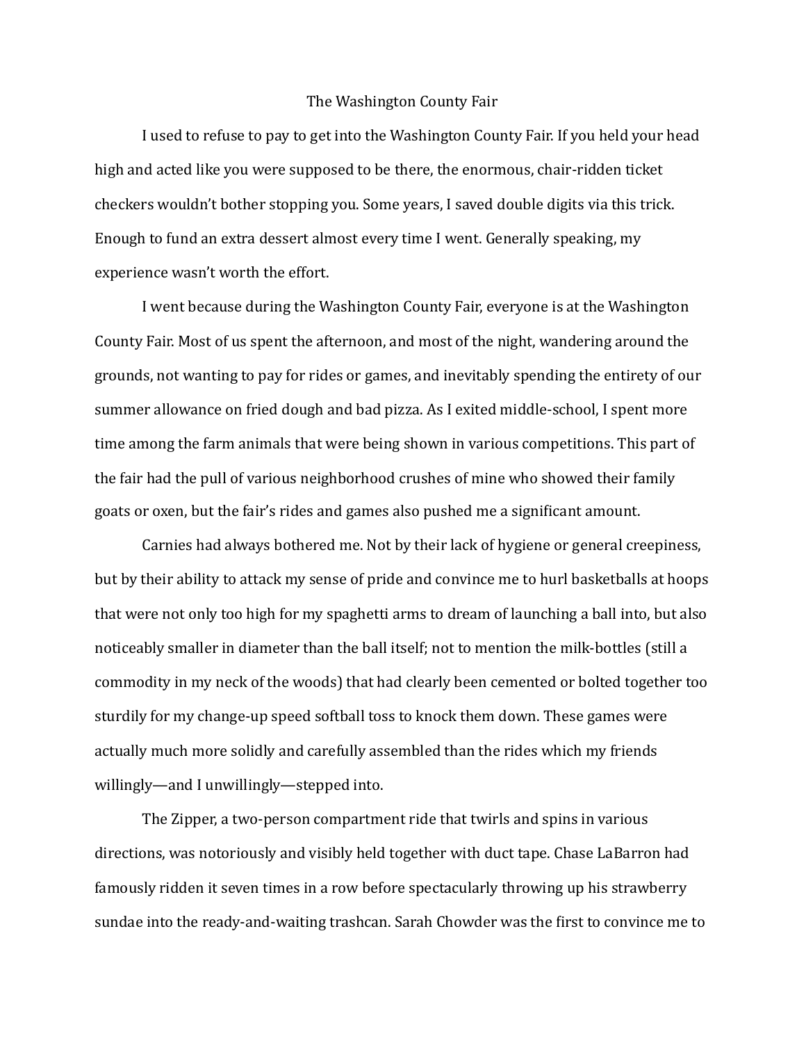# The Washington County Fair

I used to refuse to pay to get into the Washington County Fair. If you held your head high and acted like you were supposed to be there, the enormous, chair-ridden ticket checkers wouldn't bother stopping you. Some years, I saved double digits via this trick. Enough to fund an extra dessert almost every time I went. Generally speaking, my experience wasn't worth the effort.

I went because during the Washington County Fair, everyone is at the Washington County Fair. Most of us spent the afternoon, and most of the night, wandering around the grounds, not wanting to pay for rides or games, and inevitably spending the entirety of our summer allowance on fried dough and bad pizza. As I exited middle-school, I spent more time among the farm animals that were being shown in various competitions. This part of the fair had the pull of various neighborhood crushes of mine who showed their family goats or oxen, but the fair's rides and games also pushed me a significant amount.

Carnies had always bothered me. Not by their lack of hygiene or general creepiness, but by their ability to attack my sense of pride and convince me to hurl basketballs at hoops that were not only too high for my spaghetti arms to dream of launching a ball into, but also noticeably smaller in diameter than the ball itself; not to mention the milk-bottles (still a commodity in my neck of the woods) that had clearly been cemented or bolted together too sturdily for my change-up speed softball toss to knock them down. These games were actually much more solidly and carefully assembled than the rides which my friends willingly—and I unwillingly—stepped into.

The Zipper, a two-person compartment ride that twirls and spins in various directions, was notoriously and visibly held together with duct tape. Chase LaBarron had famously ridden it seven times in a row before spectacularly throwing up his strawberry sundae into the ready-and-waiting trashcan. Sarah Chowder was the first to convince me to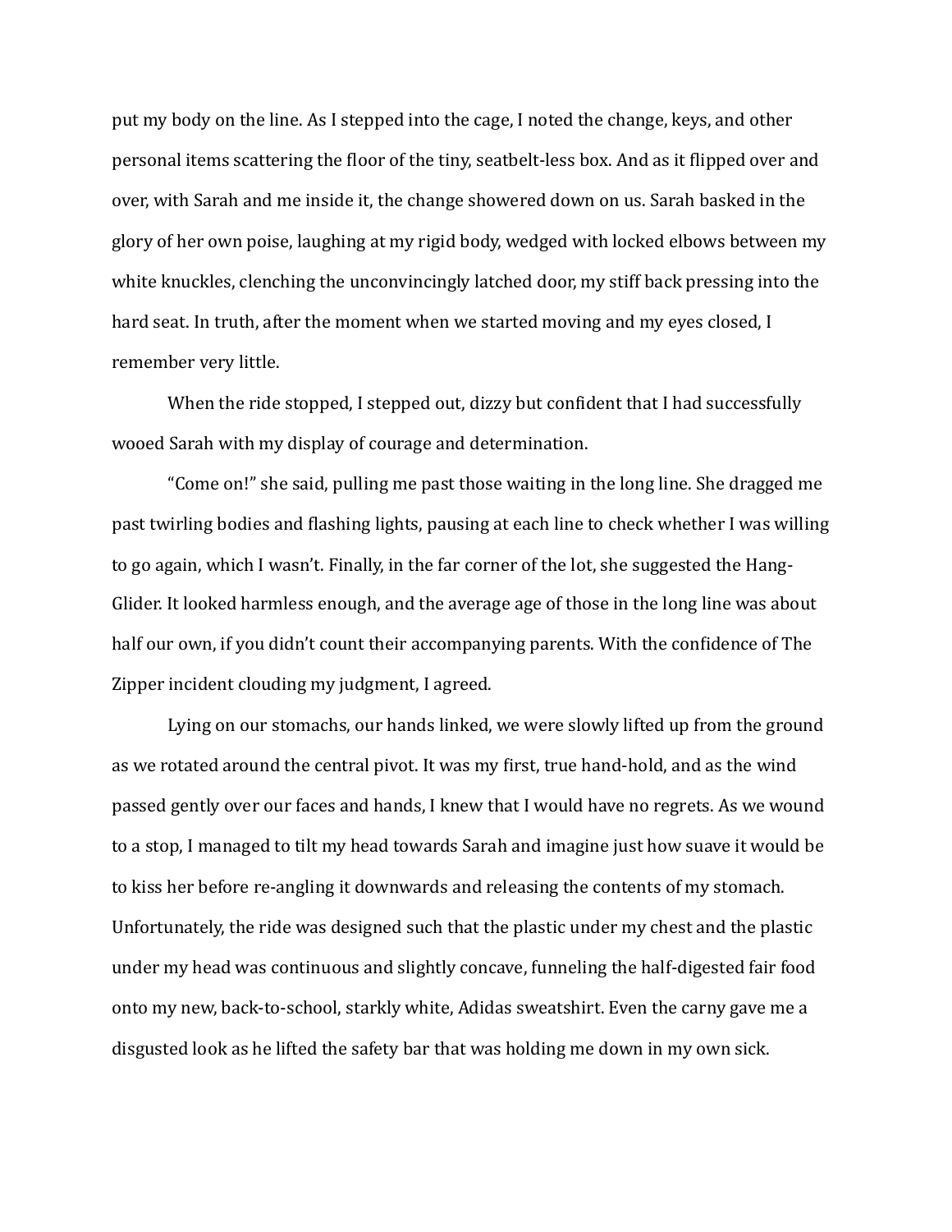put my body on the line. As I stepped into the cage, I noted the change, keys, and other personal items scattering the floor of the tiny, seatbelt-less box. And as it flipped over and over, with Sarah and me inside it, the change showered down on us. Sarah basked in the glory of her own poise, laughing at my rigid body, wedged with locked elbows between my white knuckles, clenching the unconvincingly latched door, my stiff back pressing into the hard seat. In truth, after the moment when we started moving and my eyes closed, I remember very little.

When the ride stopped, I stepped out, dizzy but confident that I had successfully wooed Sarah with my display of courage and determination.

"Come on!" she said, pulling me past those waiting in the long line. She dragged me past twirling bodies and flashing lights, pausing at each line to check whether I was willing to go again, which I wasn't. Finally, in the far corner of the lot, she suggested the Hang-Glider. It looked harmless enough, and the average age of those in the long line was about half our own, if you didn't count their accompanying parents. With the confidence of The Zipper incident clouding my judgment, I agreed.

Lying on our stomachs, our hands linked, we were slowly lifted up from the ground as we rotated around the central pivot. It was my first, true hand-hold, and as the wind passed gently over our faces and hands, I knew that I would have no regrets. As we wound to a stop, I managed to tilt my head towards Sarah and imagine just how suave it would be to kiss her before re-angling it downwards and releasing the contents of my stomach. Unfortunately, the ride was designed such that the plastic under my chest and the plastic under my head was continuous and slightly concave, funneling the half-digested fair food onto my new, back-to-school, starkly white, Adidas sweatshirt. Even the carny gave me a disgusted look as he lifted the safety bar that was holding me down in my own sick.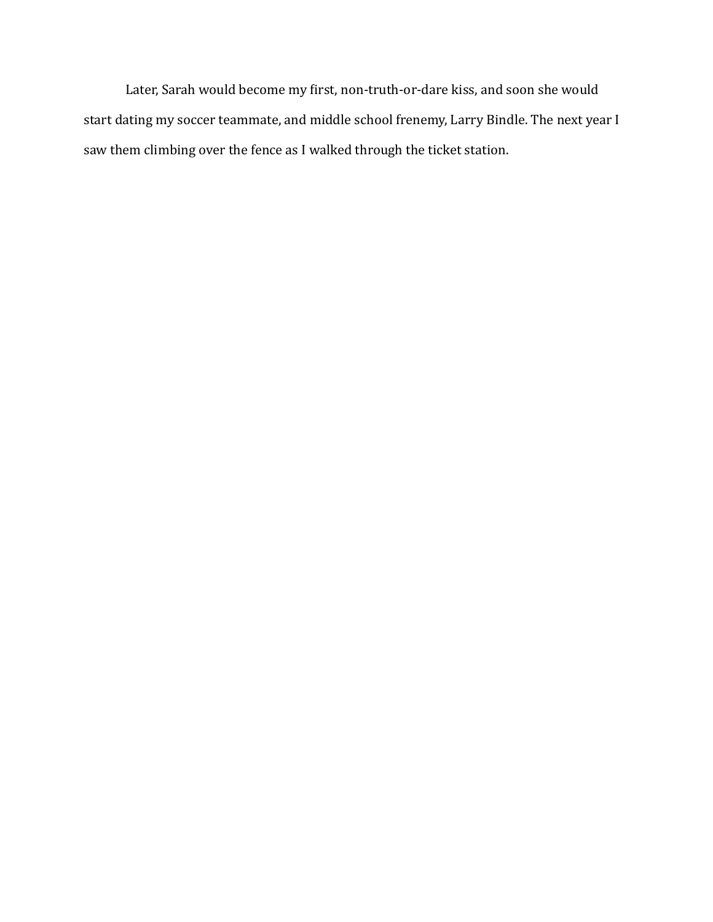Later, Sarah would become my first, non-truth-or-dare kiss, and soon she would start dating my soccer teammate, and middle school frenemy, Larry Bindle. The next year I saw them climbing over the fence as I walked through the ticket station.